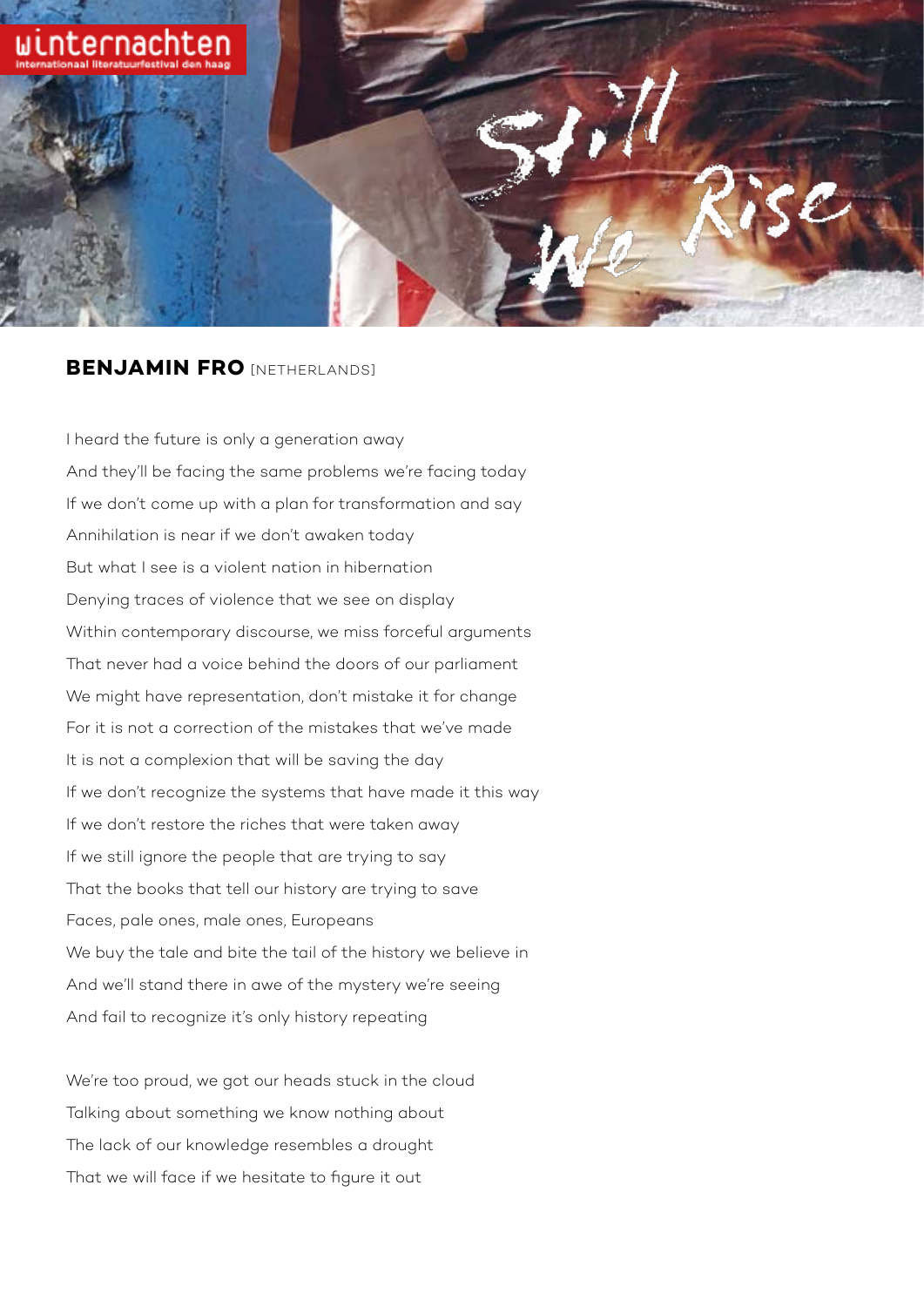winternachten

internationaal literatuurfestival den haag

# Still We Rise

## BENJAMIN FRO [NETHERLANDS]

I heard the future is only a generation away
And they'll be facing the same problems we're facing today
If we don't come up with a plan for transformation and say
Annihilation is near if we don't awaken today
But what I see is a violent nation in hibernation
Denying traces of violence that we see on display
Within contemporary discourse, we miss forceful arguments
That never had a voice behind the doors of our parliament
We might have representation, don't mistake it for change
For it is not a correction of the mistakes that we've made
It is not a complexion that will be saving the day
If we don't recognize the systems that have made it this way
If we don't restore the riches that were taken away
If we still ignore the people that are trying to say
That the books that tell our history are trying to save
Faces, pale ones, male ones, Europeans
We buy the tale and bite the tail of the history we believe in
And we'll stand there in awe of the mystery we're seeing
And fail to recognize it's only history repeating

We're too proud, we got our heads stuck in the cloud
Talking about something we know nothing about
The lack of our knowledge resembles a drought
That we will face if we hesitate to figure it out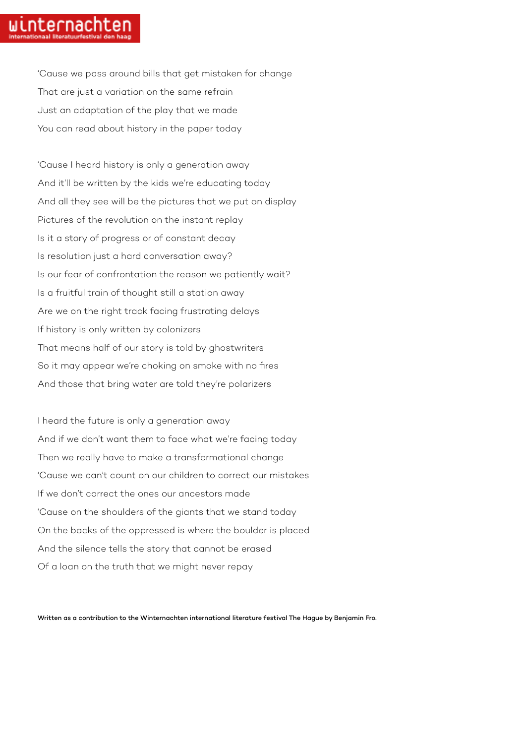'Cause we pass around bills that get mistaken for change  
That are just a variation on the same refrain  
Just an adaptation of the play that we made  
You can read about history in the paper today

'Cause I heard history is only a generation away  
And it'll be written by the kids we're educating today  
And all they see will be the pictures that we put on display  
Pictures of the revolution on the instant replay  
Is it a story of progress or of constant decay  
Is resolution just a hard conversation away?  
Is our fear of confrontation the reason we patiently wait?  
Is a fruitful train of thought still a station away  
Are we on the right track facing frustrating delays  
If history is only written by colonizers  
That means half of our story is told by ghostwriters  
So it may appear we're choking on smoke with no fires  
And those that bring water are told they're polarizers

I heard the future is only a generation away  
And if we don't want them to face what we're facing today  
Then we really have to make a transformational change  
'Cause we can't count on our children to correct our mistakes  
If we don't correct the ones our ancestors made  
'Cause on the shoulders of the giants that we stand today  
On the backs of the oppressed is where the boulder is placed  
And the silence tells the story that cannot be erased  
Of a loan on the truth that we might never repay

Written as a contribution to the Winternachten international literature festival The Hague by Benjamin Fro.